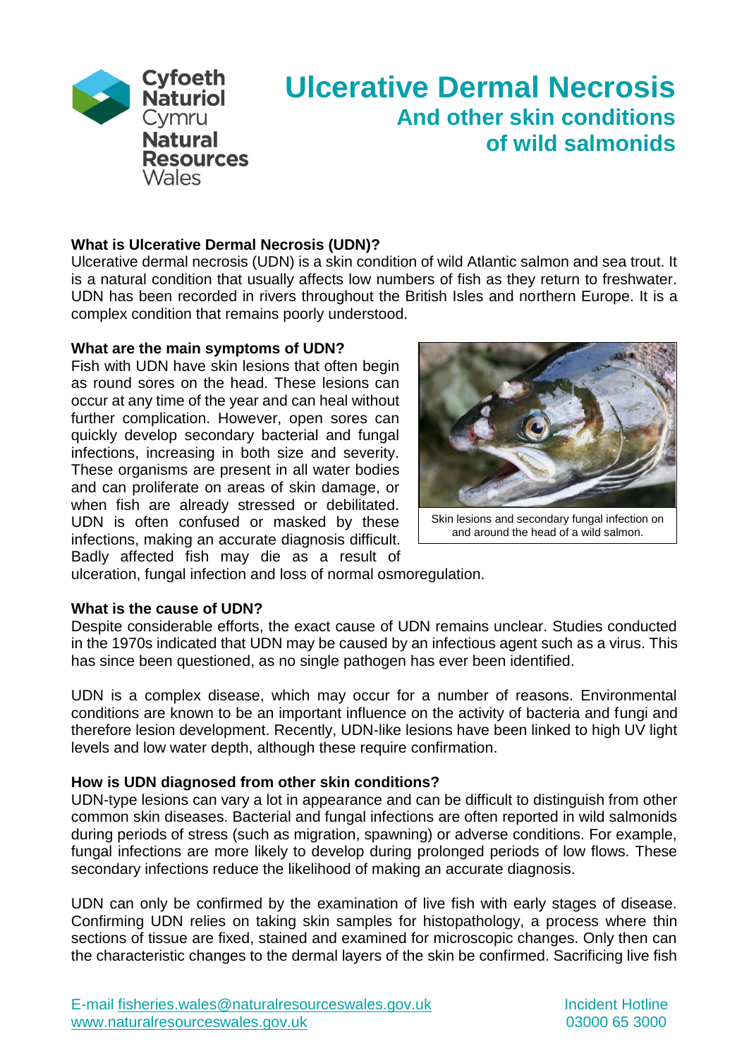# Ulcerative Dermal Necrosis

## And other skin conditions of wild salmonids

### What is Ulcerative Dermal Necrosis (UDN)?

Ulcerative dermal necrosis (UDN) is a skin condition of wild Atlantic salmon and sea trout. It is a natural condition that usually affects low numbers of fish as they return to freshwater. UDN has been recorded in rivers throughout the British Isles and northern Europe. It is a complex condition that remains poorly understood.

### What are the main symptoms of UDN?

Fish with UDN have skin lesions that often begin as round sores on the head. These lesions can occur at any time of the year and can heal without further complication. However, open sores can quickly develop secondary bacterial and fungal infections, increasing in both size and severity. These organisms are present in all water bodies and can proliferate on areas of skin damage, or when fish are already stressed or debilitated. UDN is often confused or masked by these infections, making an accurate diagnosis difficult. Badly affected fish may die as a result of ulceration, fungal infection and loss of normal osmoregulation.

Skin lesions and secondary fungal infection on and around the head of a wild salmon.

### What is the cause of UDN?

Despite considerable efforts, the exact cause of UDN remains unclear. Studies conducted in the 1970s indicated that UDN may be caused by an infectious agent such as a virus. This has since been questioned, as no single pathogen has ever been identified.

UDN is a complex disease, which may occur for a number of reasons. Environmental conditions are known to be an important influence on the activity of bacteria and fungi and therefore lesion development. Recently, UDN-like lesions have been linked to high UV light levels and low water depth, although these require confirmation.

### How is UDN diagnosed from other skin conditions?

UDN-type lesions can vary a lot in appearance and can be difficult to distinguish from other common skin diseases. Bacterial and fungal infections are often reported in wild salmonids during periods of stress (such as migration, spawning) or adverse conditions. For example, fungal infections are more likely to develop during prolonged periods of low flows. These secondary infections reduce the likelihood of making an accurate diagnosis.

UDN can only be confirmed by the examination of live fish with early stages of disease. Confirming UDN relies on taking skin samples for histopathology, a process where thin sections of tissue are fixed, stained and examined for microscopic changes. Only then can the characteristic changes to the dermal layers of the skin be confirmed. Sacrificing live fish

E-mail fisheries.wales@naturalresourceswales.gov.uk
www.naturalresourceswales.gov.uk

Incident Hotline
03000 65 3000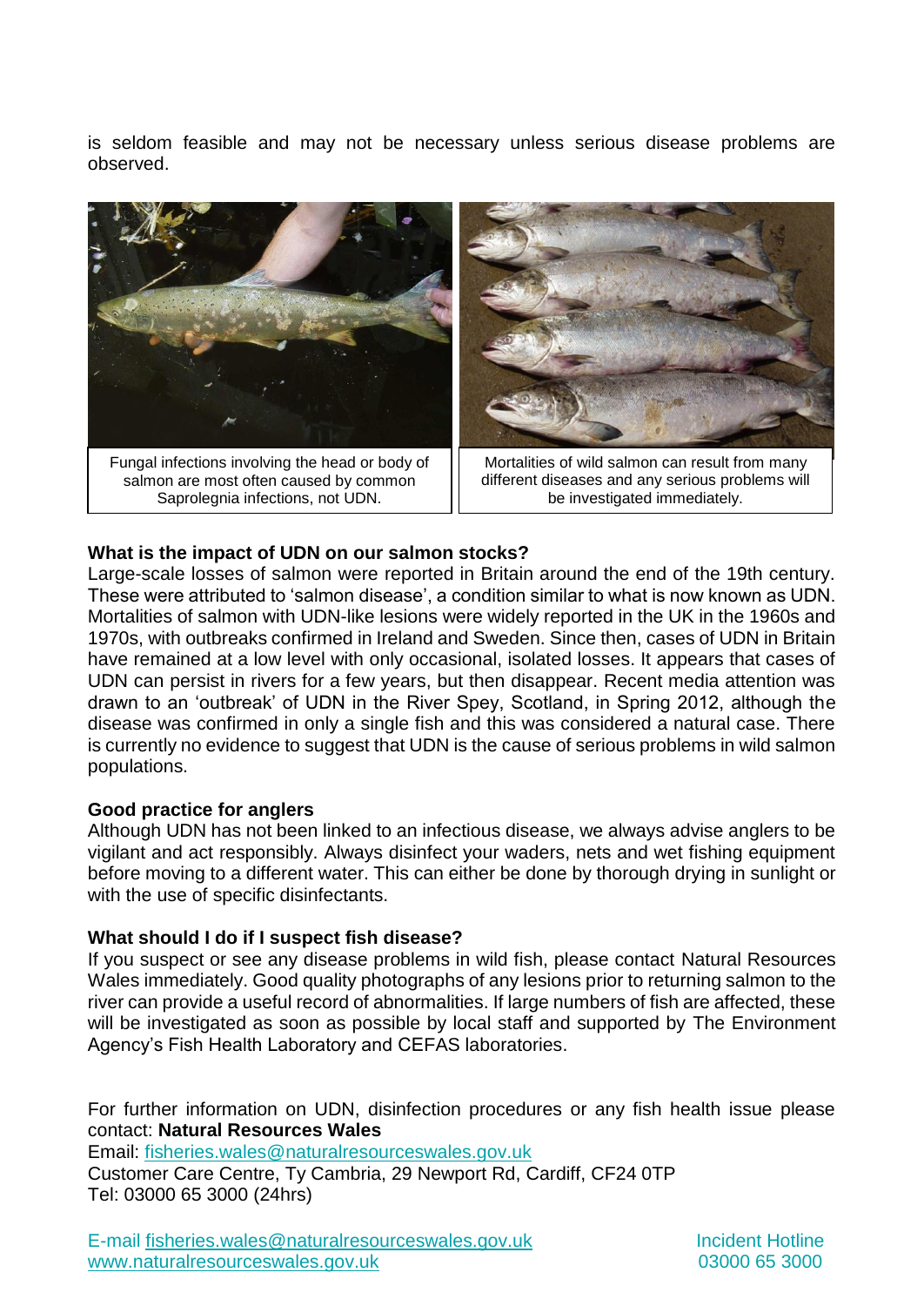is seldom feasible and may not be necessary unless serious disease problems are observed.

Fungal infections involving the head or body of salmon are most often caused by common Saprolegnia infections, not UDN.

Mortalities of wild salmon can result from many different diseases and any serious problems will be investigated immediately.

**What is the impact of UDN on our salmon stocks?**

Large-scale losses of salmon were reported in Britain around the end of the 19th century. These were attributed to 'salmon disease', a condition similar to what is now known as UDN. Mortalities of salmon with UDN-like lesions were widely reported in the UK in the 1960s and 1970s, with outbreaks confirmed in Ireland and Sweden. Since then, cases of UDN in Britain have remained at a low level with only occasional, isolated losses. It appears that cases of UDN can persist in rivers for a few years, but then disappear. Recent media attention was drawn to an 'outbreak' of UDN in the River Spey, Scotland, in Spring 2012, although the disease was confirmed in only a single fish and this was considered a natural case. There is currently no evidence to suggest that UDN is the cause of serious problems in wild salmon populations.

**Good practice for anglers**

Although UDN has not been linked to an infectious disease, we always advise anglers to be vigilant and act responsibly. Always disinfect your waders, nets and wet fishing equipment before moving to a different water. This can either be done by thorough drying in sunlight or with the use of specific disinfectants.

**What should I do if I suspect fish disease?**

If you suspect or see any disease problems in wild fish, please contact Natural Resources Wales immediately. Good quality photographs of any lesions prior to returning salmon to the river can provide a useful record of abnormalities. If large numbers of fish are affected, these will be investigated as soon as possible by local staff and supported by The Environment Agency's Fish Health Laboratory and CEFAS laboratories.

For further information on UDN, disinfection procedures or any fish health issue please contact: **Natural Resources Wales**
Email: fisheries.wales@naturalresourceswales.gov.uk
Customer Care Centre, Ty Cambria, 29 Newport Rd, Cardiff, CF24 0TP
Tel: 03000 65 3000 (24hrs)

E-mail fisheries.wales@naturalresourceswales.gov.uk
www.naturalresourceswales.gov.uk

Incident Hotline
03000 65 3000